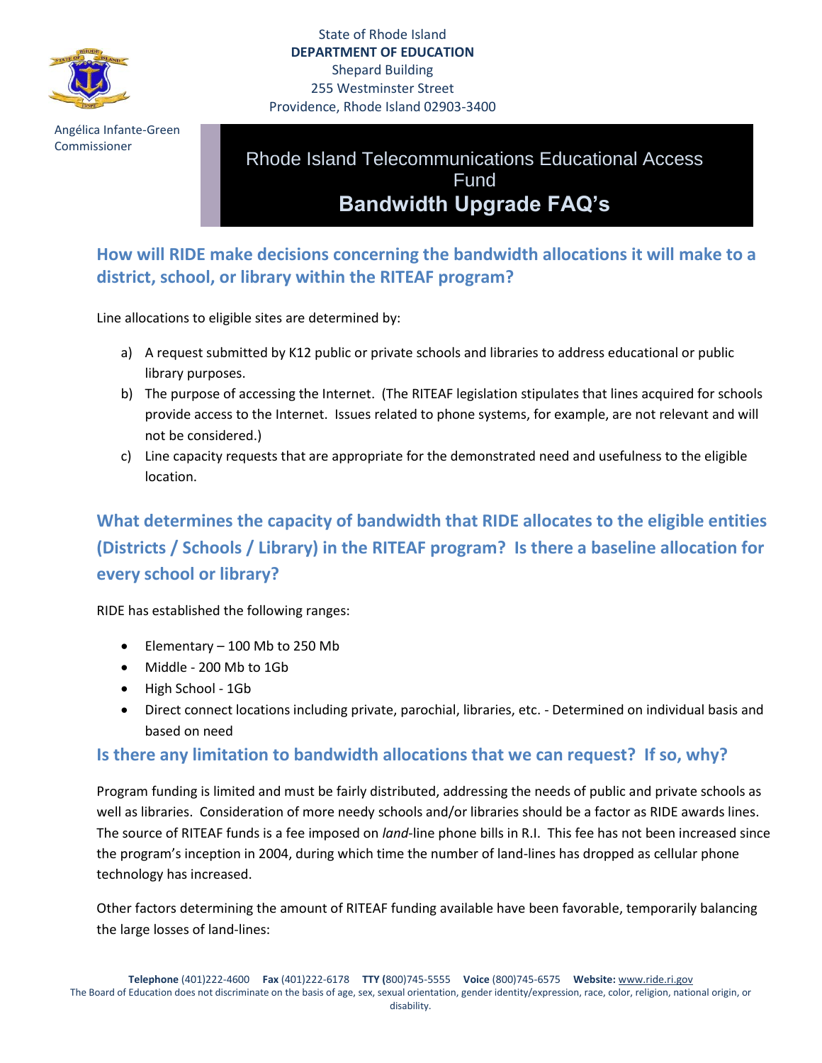State of Rhode Island
**DEPARTMENT OF EDUCATION**
Shepard Building
255 Westminster Street
Providence, Rhode Island 02903-3400

Angélica Infante-Green
Commissioner

# Rhode Island Telecommunications Educational Access Fund
# **Bandwidth Upgrade FAQ's**

## How will RIDE make decisions concerning the bandwidth allocations it will make to a district, school, or library within the RITEAF program?

Line allocations to eligible sites are determined by:

a) A request submitted by K12 public or private schools and libraries to address educational or public library purposes.
b) The purpose of accessing the Internet. (The RITEAF legislation stipulates that lines acquired for schools provide access to the Internet. Issues related to phone systems, for example, are not relevant and will not be considered.)
c) Line capacity requests that are appropriate for the demonstrated need and usefulness to the eligible location.

## What determines the capacity of bandwidth that RIDE allocates to the eligible entities (Districts / Schools / Library) in the RITEAF program? Is there a baseline allocation for every school or library?

RIDE has established the following ranges:

- Elementary – 100 Mb to 250 Mb
- Middle - 200 Mb to 1Gb
- High School - 1Gb
- Direct connect locations including private, parochial, libraries, etc. - Determined on individual basis and based on need

## Is there any limitation to bandwidth allocations that we can request? If so, why?

Program funding is limited and must be fairly distributed, addressing the needs of public and private schools as well as libraries. Consideration of more needy schools and/or libraries should be a factor as RIDE awards lines. The source of RITEAF funds is a fee imposed on *land*-line phone bills in R.I. This fee has not been increased since the program's inception in 2004, during which time the number of land-lines has dropped as cellular phone technology has increased.

Other factors determining the amount of RITEAF funding available have been favorable, temporarily balancing the large losses of land-lines:

**Telephone** (401)222-4600 **Fax** (401)222-6178 **TTY (**800)745-5555 **Voice** (800)745-6575 **Website:** www.ride.ri.gov
The Board of Education does not discriminate on the basis of age, sex, sexual orientation, gender identity/expression, race, color, religion, national origin, or disability.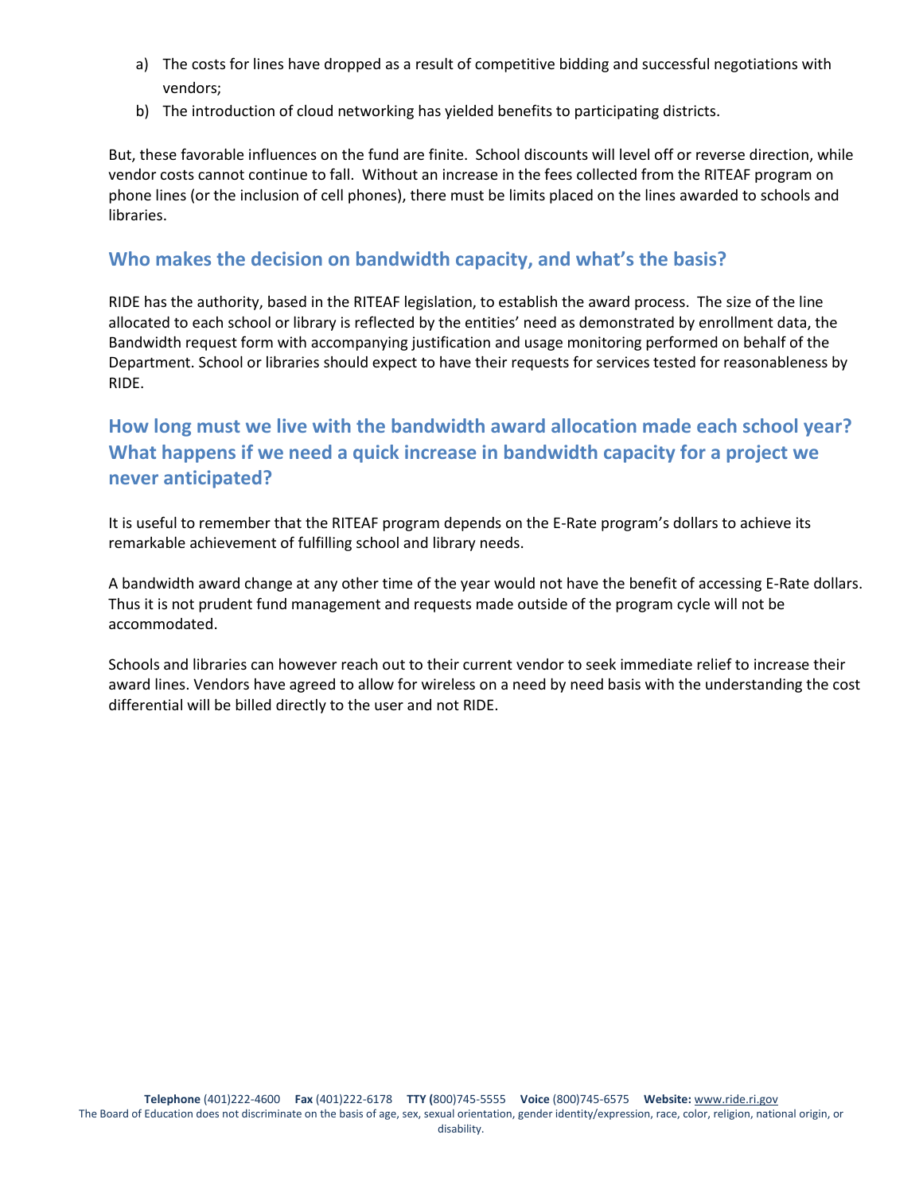a) The costs for lines have dropped as a result of competitive bidding and successful negotiations with vendors;
b) The introduction of cloud networking has yielded benefits to participating districts.

But, these favorable influences on the fund are finite. School discounts will level off or reverse direction, while vendor costs cannot continue to fall. Without an increase in the fees collected from the RITEAF program on phone lines (or the inclusion of cell phones), there must be limits placed on the lines awarded to schools and libraries.

## Who makes the decision on bandwidth capacity, and what's the basis?

RIDE has the authority, based in the RITEAF legislation, to establish the award process. The size of the line allocated to each school or library is reflected by the entities' need as demonstrated by enrollment data, the Bandwidth request form with accompanying justification and usage monitoring performed on behalf of the Department. School or libraries should expect to have their requests for services tested for reasonableness by RIDE.

## How long must we live with the bandwidth award allocation made each school year? What happens if we need a quick increase in bandwidth capacity for a project we never anticipated?

It is useful to remember that the RITEAF program depends on the E-Rate program's dollars to achieve its remarkable achievement of fulfilling school and library needs.

A bandwidth award change at any other time of the year would not have the benefit of accessing E-Rate dollars. Thus it is not prudent fund management and requests made outside of the program cycle will not be accommodated.

Schools and libraries can however reach out to their current vendor to seek immediate relief to increase their award lines. Vendors have agreed to allow for wireless on a need by need basis with the understanding the cost differential will be billed directly to the user and not RIDE.